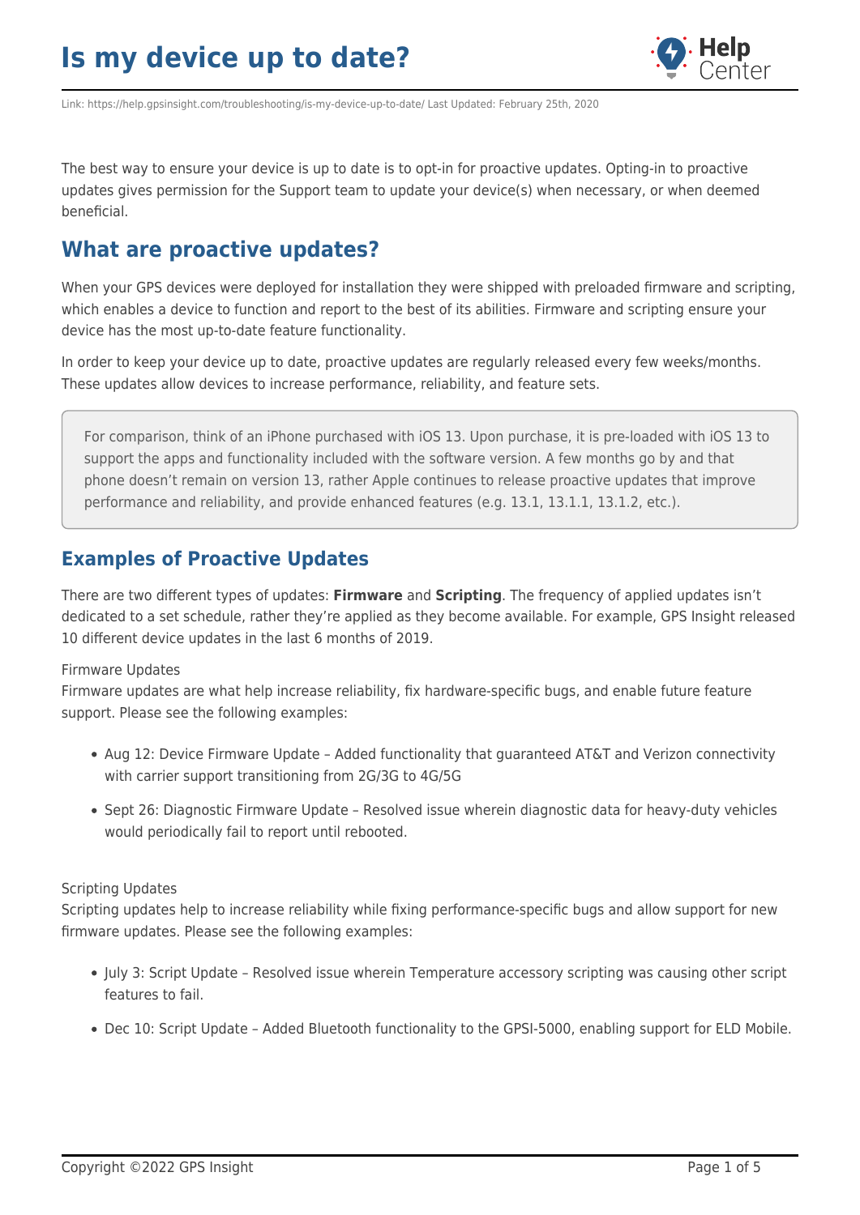# Is my device up to date?

Link: https://help.gpsinsight.com/troubleshooting/is-my-device-up-to-date/ Last Updated: February 25th, 2020

The best way to ensure your device is up to date is to opt-in for proactive updates. Opting-in to proactive updates gives permission for the Support team to update your device(s) when necessary, or when deemed beneficial.

## What are proactive updates?

When your GPS devices were deployed for installation they were shipped with preloaded firmware and scripting, which enables a device to function and report to the best of its abilities. Firmware and scripting ensure your device has the most up-to-date feature functionality.

In order to keep your device up to date, proactive updates are regularly released every few weeks/months. These updates allow devices to increase performance, reliability, and feature sets.

> For comparison, think of an iPhone purchased with iOS 13. Upon purchase, it is pre-loaded with iOS 13 to support the apps and functionality included with the software version. A few months go by and that phone doesn't remain on version 13, rather Apple continues to release proactive updates that improve performance and reliability, and provide enhanced features (e.g. 13.1, 13.1.1, 13.1.2, etc.).

### Examples of Proactive Updates

There are two different types of updates: **Firmware** and **Scripting**. The frequency of applied updates isn't dedicated to a set schedule, rather they're applied as they become available. For example, GPS Insight released 10 different device updates in the last 6 months of 2019.

Firmware Updates
Firmware updates are what help increase reliability, fix hardware-specific bugs, and enable future feature support. Please see the following examples:

- Aug 12: Device Firmware Update – Added functionality that guaranteed AT&T and Verizon connectivity with carrier support transitioning from 2G/3G to 4G/5G
- Sept 26: Diagnostic Firmware Update – Resolved issue wherein diagnostic data for heavy-duty vehicles would periodically fail to report until rebooted.

Scripting Updates
Scripting updates help to increase reliability while fixing performance-specific bugs and allow support for new firmware updates. Please see the following examples:

- July 3: Script Update – Resolved issue wherein Temperature accessory scripting was causing other script features to fail.
- Dec 10: Script Update – Added Bluetooth functionality to the GPSI-5000, enabling support for ELD Mobile.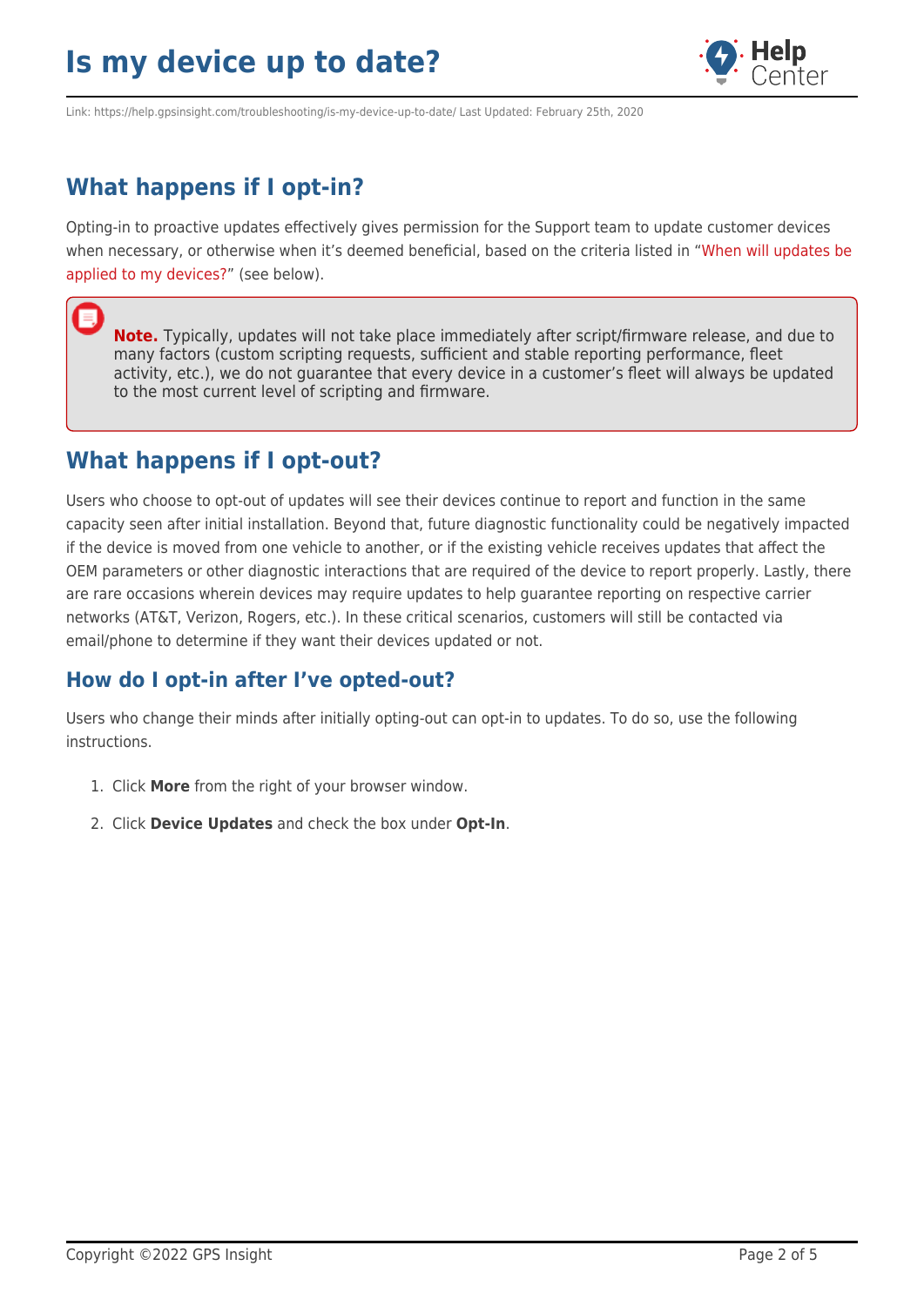## What happens if I opt-in?

Opting-in to proactive updates effectively gives permission for the Support team to update customer devices when necessary, or otherwise when it's deemed beneficial, based on the criteria listed in "When will updates be applied to my devices?" (see below).

> **Note.** Typically, updates will not take place immediately after script/firmware release, and due to many factors (custom scripting requests, sufficient and stable reporting performance, fleet activity, etc.), we do not guarantee that every device in a customer's fleet will always be updated to the most current level of scripting and firmware.

## What happens if I opt-out?

Users who choose to opt-out of updates will see their devices continue to report and function in the same capacity seen after initial installation. Beyond that, future diagnostic functionality could be negatively impacted if the device is moved from one vehicle to another, or if the existing vehicle receives updates that affect the OEM parameters or other diagnostic interactions that are required of the device to report properly. Lastly, there are rare occasions wherein devices may require updates to help guarantee reporting on respective carrier networks (AT&T, Verizon, Rogers, etc.). In these critical scenarios, customers will still be contacted via email/phone to determine if they want their devices updated or not.

### How do I opt-in after I've opted-out?

Users who change their minds after initially opting-out can opt-in to updates. To do so, use the following instructions.

1. Click **More** from the right of your browser window.
2. Click **Device Updates** and check the box under **Opt-In**.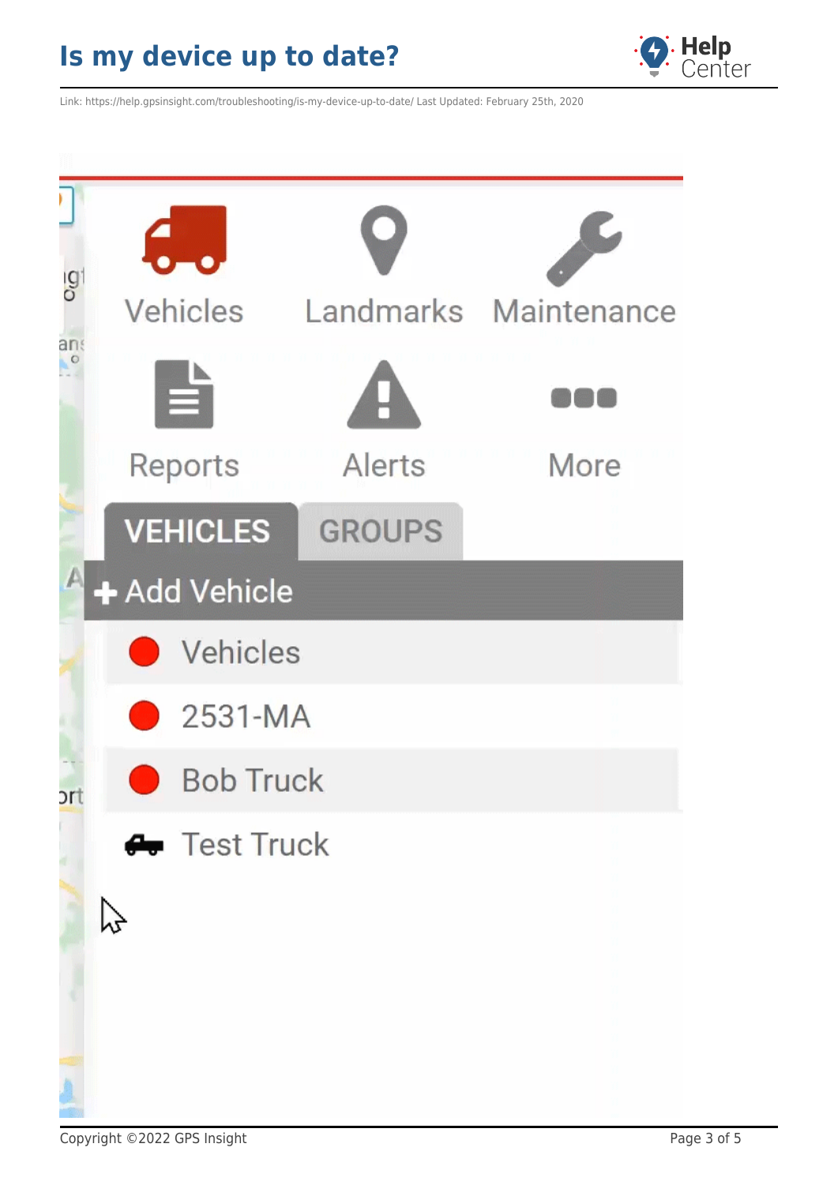Vehicles Landmarks Maintenance

Reports Alerts More

VEHICLES GROUPS

+ Add Vehicle

- Vehicles
- 2531-MA
- Bob Truck
- Test Truck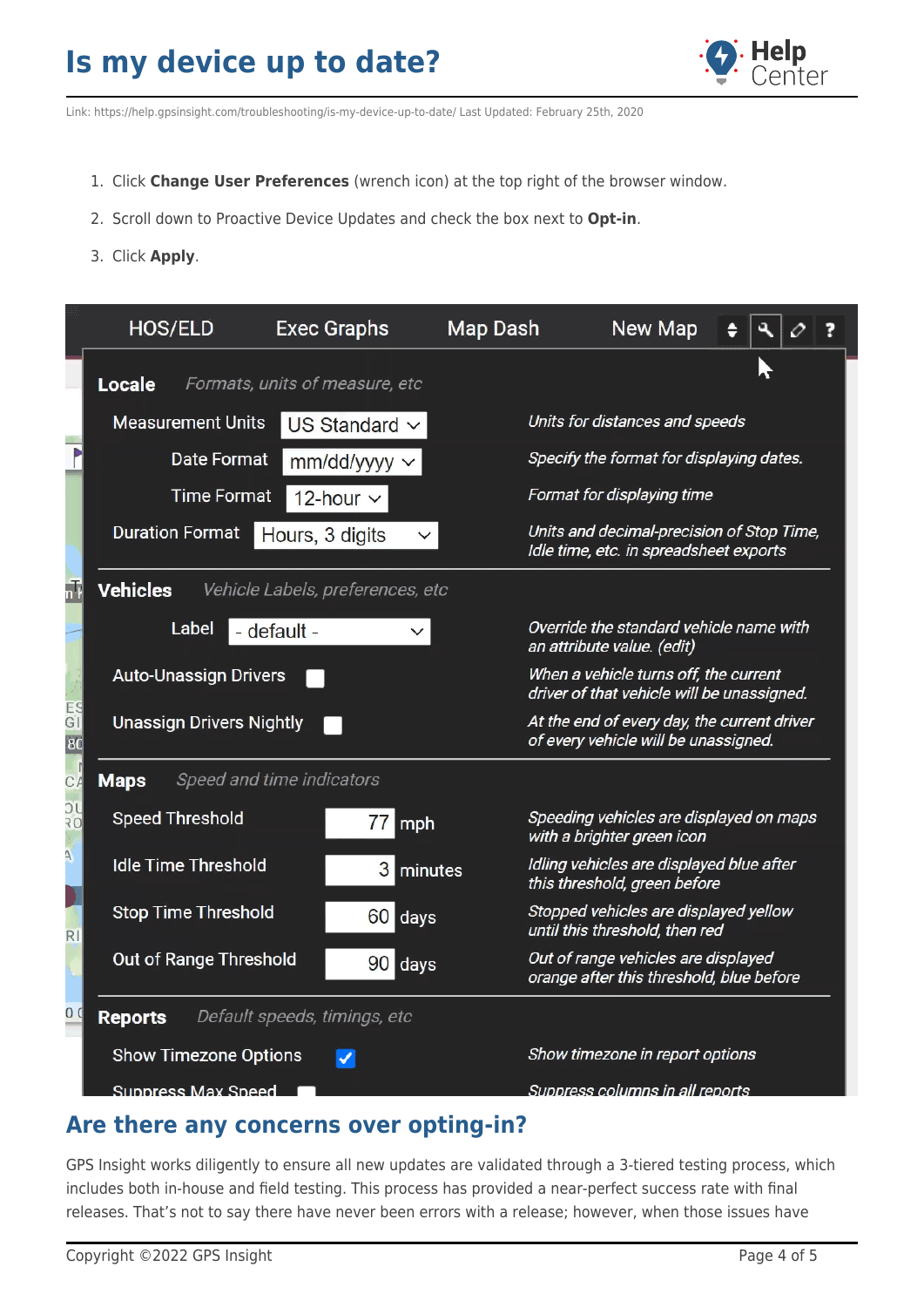1. Click **Change User Preferences** (wrench icon) at the top right of the browser window.
2. Scroll down to Proactive Device Updates and check the box next to **Opt-in**.
3. Click **Apply**.

## Are there any concerns over opting-in?

GPS Insight works diligently to ensure all new updates are validated through a 3-tiered testing process, which includes both in-house and field testing. This process has provided a near-perfect success rate with final releases. That's not to say there have never been errors with a release; however, when those issues have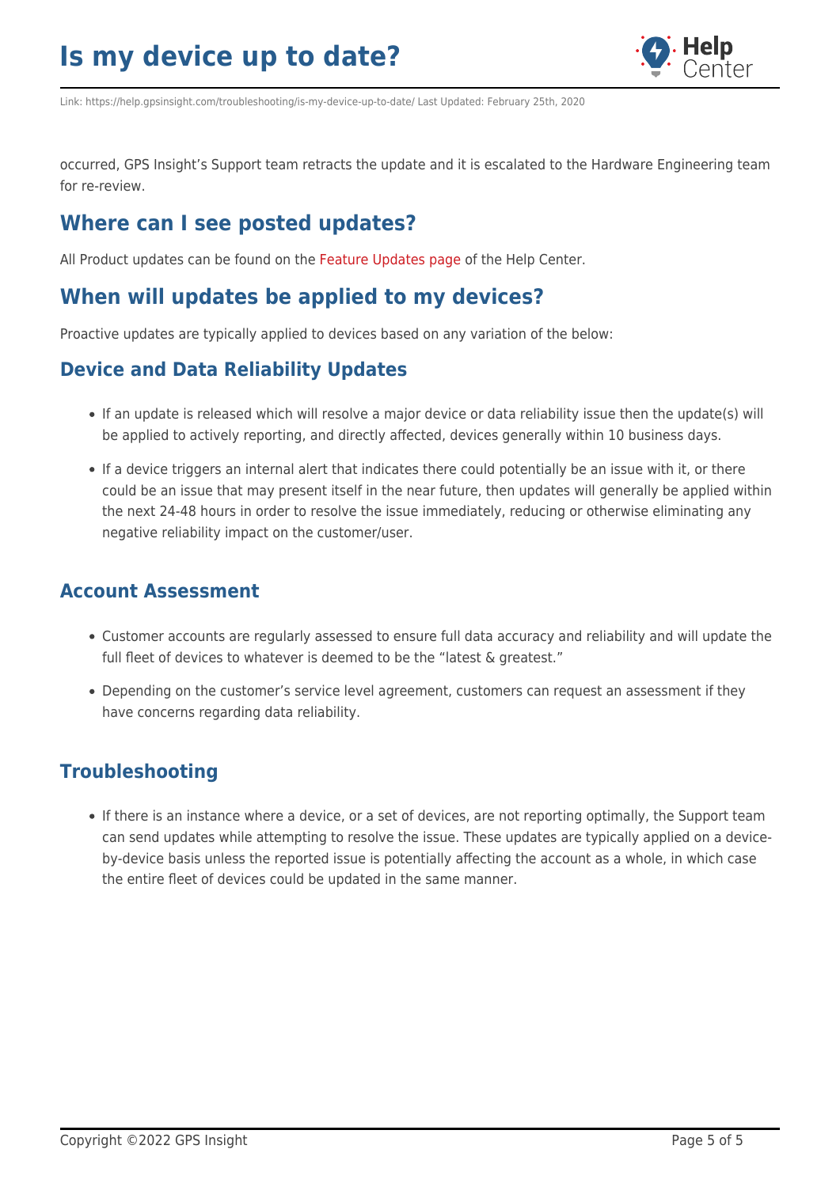occurred, GPS Insight's Support team retracts the update and it is escalated to the Hardware Engineering team for re-review.

## Where can I see posted updates?

All Product updates can be found on the Feature Updates page of the Help Center.

## When will updates be applied to my devices?

Proactive updates are typically applied to devices based on any variation of the below:

### Device and Data Reliability Updates

- If an update is released which will resolve a major device or data reliability issue then the update(s) will be applied to actively reporting, and directly affected, devices generally within 10 business days.
- If a device triggers an internal alert that indicates there could potentially be an issue with it, or there could be an issue that may present itself in the near future, then updates will generally be applied within the next 24-48 hours in order to resolve the issue immediately, reducing or otherwise eliminating any negative reliability impact on the customer/user.

### Account Assessment

- Customer accounts are regularly assessed to ensure full data accuracy and reliability and will update the full fleet of devices to whatever is deemed to be the "latest & greatest."
- Depending on the customer's service level agreement, customers can request an assessment if they have concerns regarding data reliability.

### Troubleshooting

- If there is an instance where a device, or a set of devices, are not reporting optimally, the Support team can send updates while attempting to resolve the issue. These updates are typically applied on a device-by-device basis unless the reported issue is potentially affecting the account as a whole, in which case the entire fleet of devices could be updated in the same manner.